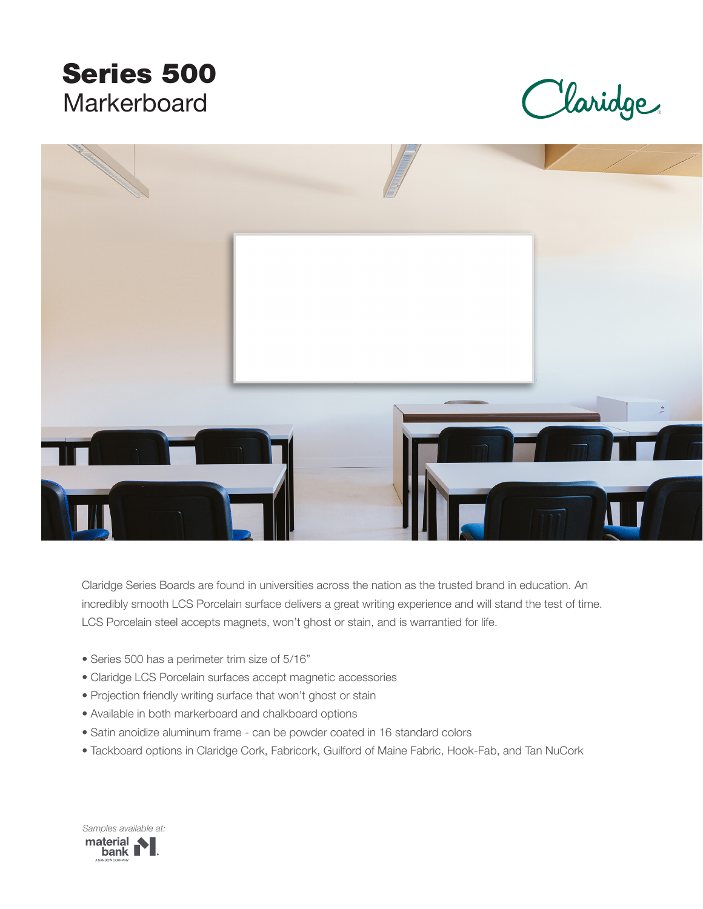# Series 500
## Markerboard

Claridge

Claridge Series Boards are found in universities across the nation as the trusted brand in education. An incredibly smooth LCS Porcelain surface delivers a great writing experience and will stand the test of time. LCS Porcelain steel accepts magnets, won't ghost or stain, and is warrantied for life.

- Series 500 has a perimeter trim size of 5/16"
- Claridge LCS Porcelain surfaces accept magnetic accessories
- Projection friendly writing surface that won't ghost or stain
- Available in both markerboard and chalkboard options
- Satin anoidize aluminum frame - can be powder coated in 16 standard colors
- Tackboard options in Claridge Cork, Fabricork, Guilford of Maine Fabric, Hook-Fab, and Tan NuCork

*Samples available at:*

material bank
A SANDOW COMPANY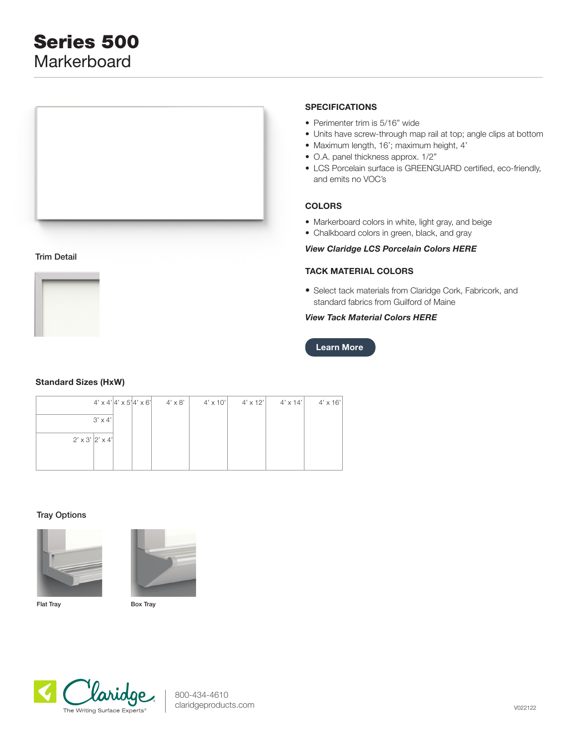# Series 500
## Markerboard

Trim Detail

### SPECIFICATIONS

- Perimenter trim is 5/16" wide
- Units have screw-through map rail at top; angle clips at bottom
- Maximum length, 16'; maximum height, 4'
- O.A. panel thickness approx. 1/2"
- LCS Porcelain surface is GREENGUARD certified, eco-friendly, and emits no VOC's

### COLORS

- Markerboard colors in white, light gray, and beige
- Chalkboard colors in green, black, and gray

***View Claridge LCS Porcelain Colors HERE***

### TACK MATERIAL COLORS

- Select tack materials from Claridge Cork, Fabricork, and standard fabrics from Guilford of Maine

***View Tack Material Colors HERE***

Learn More

### Standard Sizes (HxW)

| | | | | | | | | |
|---|---|---|---|---|---|---|---|---|
| 4' x 4' | | 4' x 5' | 4' x 6' | 4' x 8' | 4' x 10' | 4' x 12' | 4' x 14' | 4' x 16' |
| 3' x 4' | | | | | | | | |
| 2' x 3' | 2' x 4' | | | | | | | |

### Tray Options

Flat Tray

Box Tray

The Writing Surface Experts®

800-434-4610
claridgeproducts.com

V022122